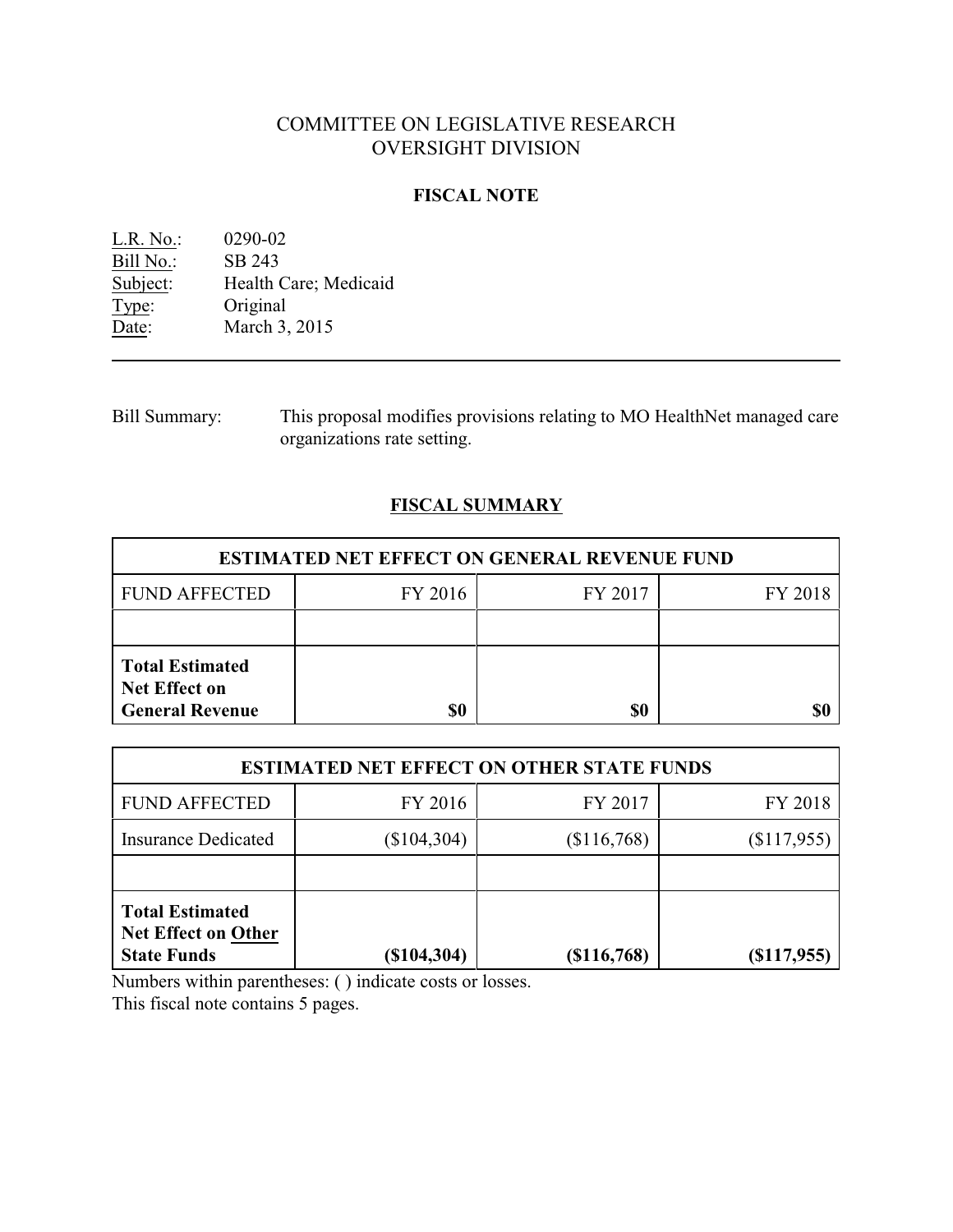# COMMITTEE ON LEGISLATIVE RESEARCH
# OVERSIGHT DIVISION

## FISCAL NOTE

L.R. No.: 0290-02
Bill No.: SB 243
Subject: Health Care; Medicaid
Type: Original
Date: March 3, 2015

---

Bill Summary: This proposal modifies provisions relating to MO HealthNet managed care organizations rate setting.

## FISCAL SUMMARY

| ESTIMATED NET EFFECT ON GENERAL REVENUE FUND | | | |
|---|---|---|---|
| FUND AFFECTED | FY 2016 | FY 2017 | FY 2018 |
| | | | |
| **Total Estimated Net Effect on General Revenue** | **$0** | **$0** | **$0** |

| ESTIMATED NET EFFECT ON OTHER STATE FUNDS | | | |
|---|---|---|---|
| FUND AFFECTED | FY 2016 | FY 2017 | FY 2018 |
| Insurance Dedicated | ($104,304) | ($116,768) | ($117,955) |
| | | | |
| **Total Estimated Net Effect on Other State Funds** | **($104,304)** | **($116,768)** | **($117,955)** |

Numbers within parentheses: ( ) indicate costs or losses.
This fiscal note contains 5 pages.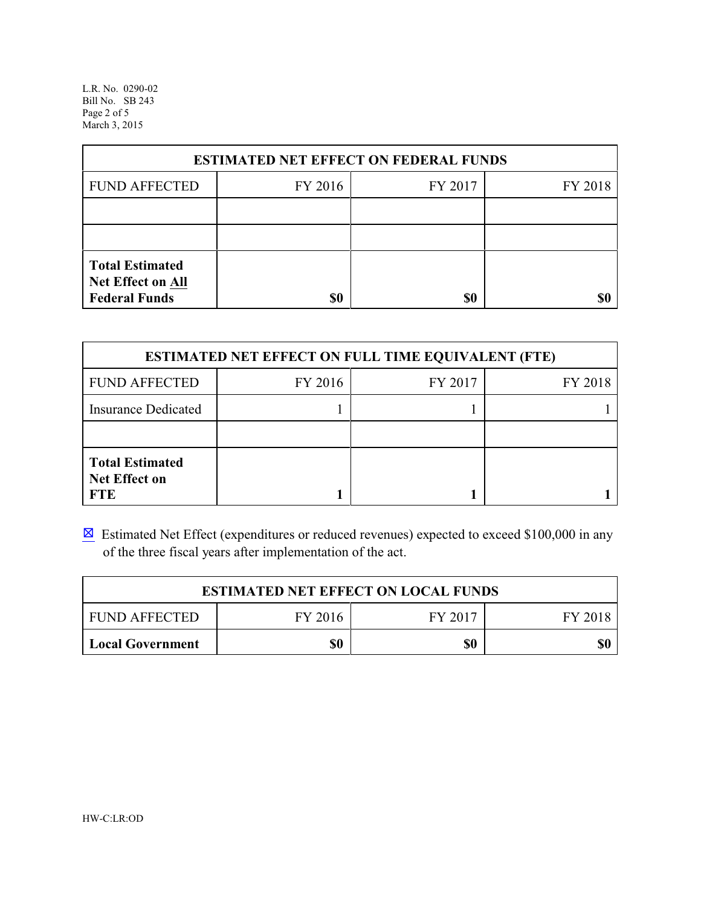| ESTIMATED NET EFFECT ON FEDERAL FUNDS | | | |
|---|---|---|---|
| FUND AFFECTED | FY 2016 | FY 2017 | FY 2018 |
| | | | |
| | | | |
| **Total Estimated Net Effect on All Federal Funds** | **$0** | **$0** | **$0** |

| ESTIMATED NET EFFECT ON FULL TIME EQUIVALENT (FTE) | | | |
|---|---|---|---|
| FUND AFFECTED | FY 2016 | FY 2017 | FY 2018 |
| Insurance Dedicated | 1 | 1 | 1 |
| | | | |
| **Total Estimated Net Effect on FTE** | **1** | **1** | **1** |

☒ Estimated Net Effect (expenditures or reduced revenues) expected to exceed $100,000 in any of the three fiscal years after implementation of the act.

| ESTIMATED NET EFFECT ON LOCAL FUNDS | | | |
|---|---|---|---|
| FUND AFFECTED | FY 2016 | FY 2017 | FY 2018 |
| **Local Government** | **$0** | **$0** | **$0** |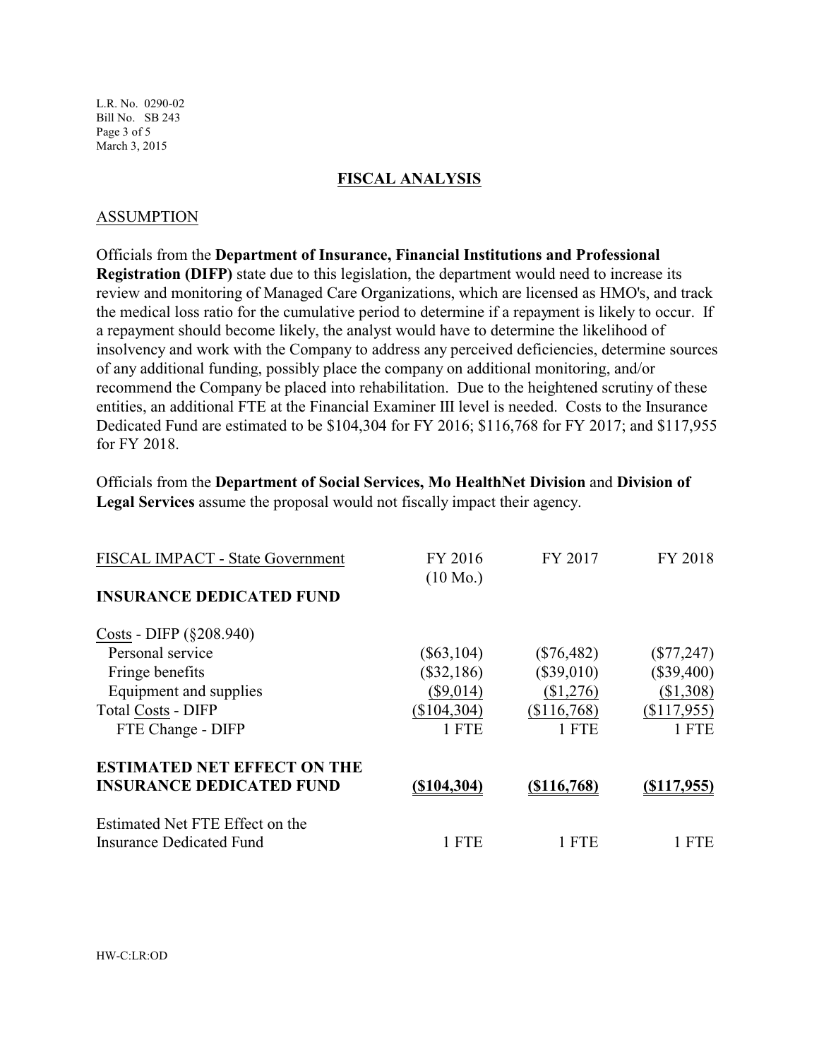## FISCAL ANALYSIS

### ASSUMPTION

Officials from the **Department of Insurance, Financial Institutions and Professional Registration (DIFP)** state due to this legislation, the department would need to increase its review and monitoring of Managed Care Organizations, which are licensed as HMO's, and track the medical loss ratio for the cumulative period to determine if a repayment is likely to occur. If a repayment should become likely, the analyst would have to determine the likelihood of insolvency and work with the Company to address any perceived deficiencies, determine sources of any additional funding, possibly place the company on additional monitoring, and/or recommend the Company be placed into rehabilitation. Due to the heightened scrutiny of these entities, an additional FTE at the Financial Examiner III level is needed. Costs to the Insurance Dedicated Fund are estimated to be $104,304 for FY 2016; $116,768 for FY 2017; and $117,955 for FY 2018.

Officials from the **Department of Social Services, Mo HealthNet Division** and **Division of Legal Services** assume the proposal would not fiscally impact their agency.

| FISCAL IMPACT - State Government | FY 2016 (10 Mo.) | FY 2017 | FY 2018 |
|---|---|---|---|
| **INSURANCE DEDICATED FUND** | | | |
| Costs - DIFP (§208.940) | | | |
| Personal service | ($63,104) | ($76,482) | ($77,247) |
| Fringe benefits | ($32,186) | ($39,010) | ($39,400) |
| Equipment and supplies | ($9,014) | ($1,276) | ($1,308) |
| Total Costs - DIFP | ($104,304) | ($116,768) | ($117,955) |
| FTE Change - DIFP | 1 FTE | 1 FTE | 1 FTE |
| **ESTIMATED NET EFFECT ON THE INSURANCE DEDICATED FUND** | **($104,304)** | **($116,768)** | **($117,955)** |
| Estimated Net FTE Effect on the Insurance Dedicated Fund | 1 FTE | 1 FTE | 1 FTE |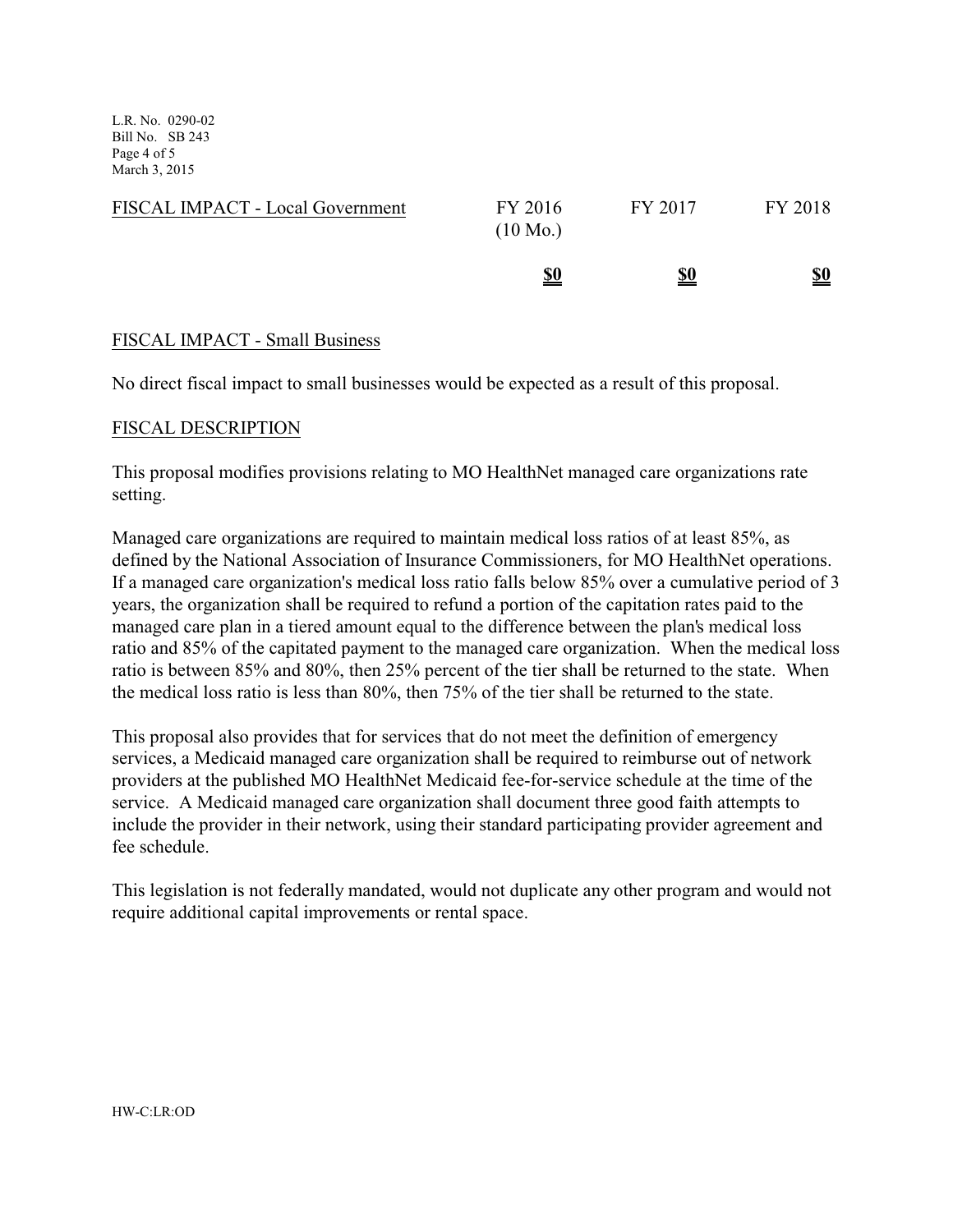| FISCAL IMPACT - Local Government | FY 2016 (10 Mo.) | FY 2017 | FY 2018 |
|---|---|---|---|
| | **$0** | **$0** | **$0** |

FISCAL IMPACT - Small Business

No direct fiscal impact to small businesses would be expected as a result of this proposal.

FISCAL DESCRIPTION

This proposal modifies provisions relating to MO HealthNet managed care organizations rate setting.

Managed care organizations are required to maintain medical loss ratios of at least 85%, as defined by the National Association of Insurance Commissioners, for MO HealthNet operations. If a managed care organization's medical loss ratio falls below 85% over a cumulative period of 3 years, the organization shall be required to refund a portion of the capitation rates paid to the managed care plan in a tiered amount equal to the difference between the plan's medical loss ratio and 85% of the capitated payment to the managed care organization. When the medical loss ratio is between 85% and 80%, then 25% percent of the tier shall be returned to the state. When the medical loss ratio is less than 80%, then 75% of the tier shall be returned to the state.

This proposal also provides that for services that do not meet the definition of emergency services, a Medicaid managed care organization shall be required to reimburse out of network providers at the published MO HealthNet Medicaid fee-for-service schedule at the time of the service. A Medicaid managed care organization shall document three good faith attempts to include the provider in their network, using their standard participating provider agreement and fee schedule.

This legislation is not federally mandated, would not duplicate any other program and would not require additional capital improvements or rental space.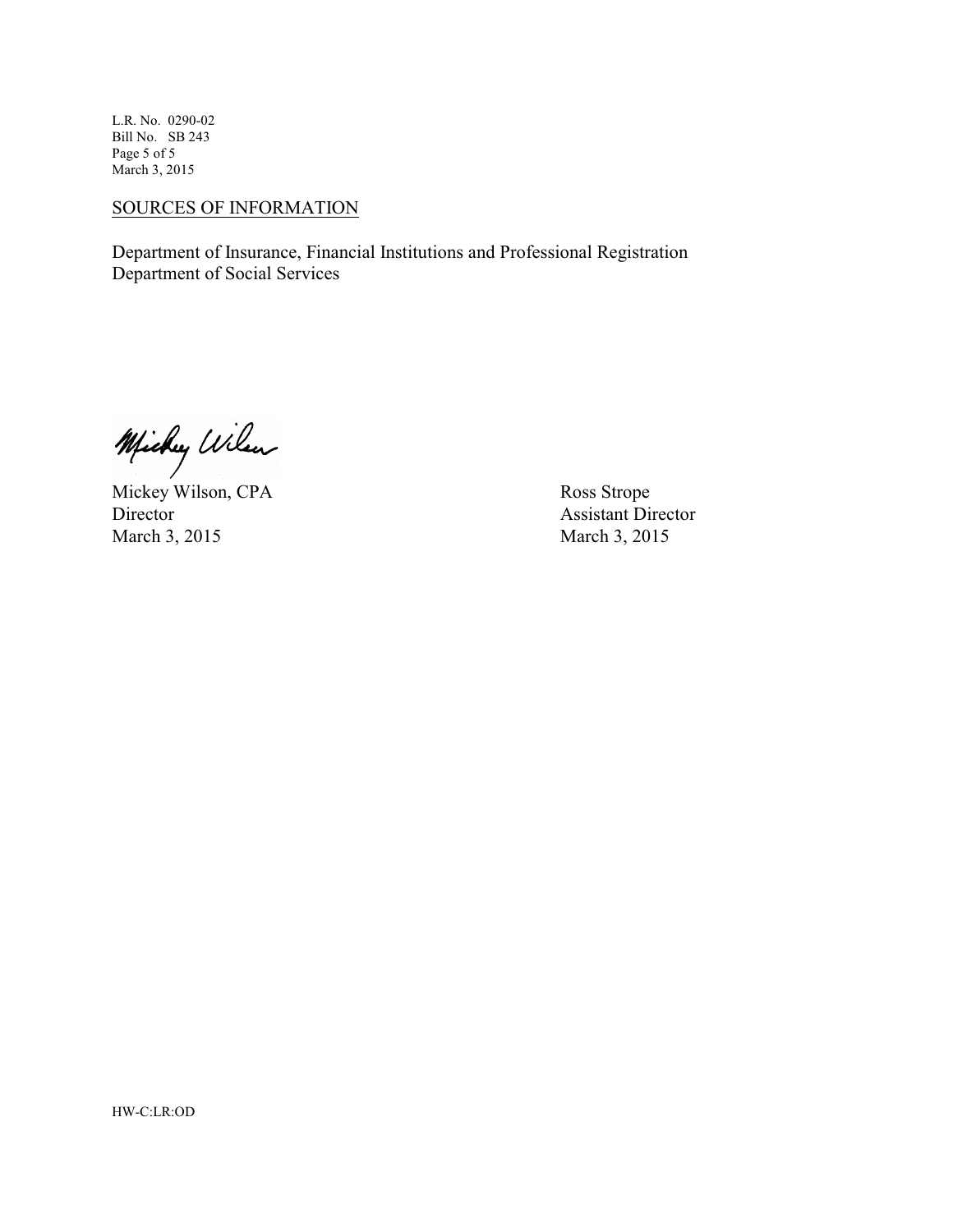## SOURCES OF INFORMATION

Department of Insurance, Financial Institutions and Professional Registration
Department of Social Services

Mickey Wilson, CPA
Director
March 3, 2015

Ross Strope
Assistant Director
March 3, 2015

HW-C:LR:OD